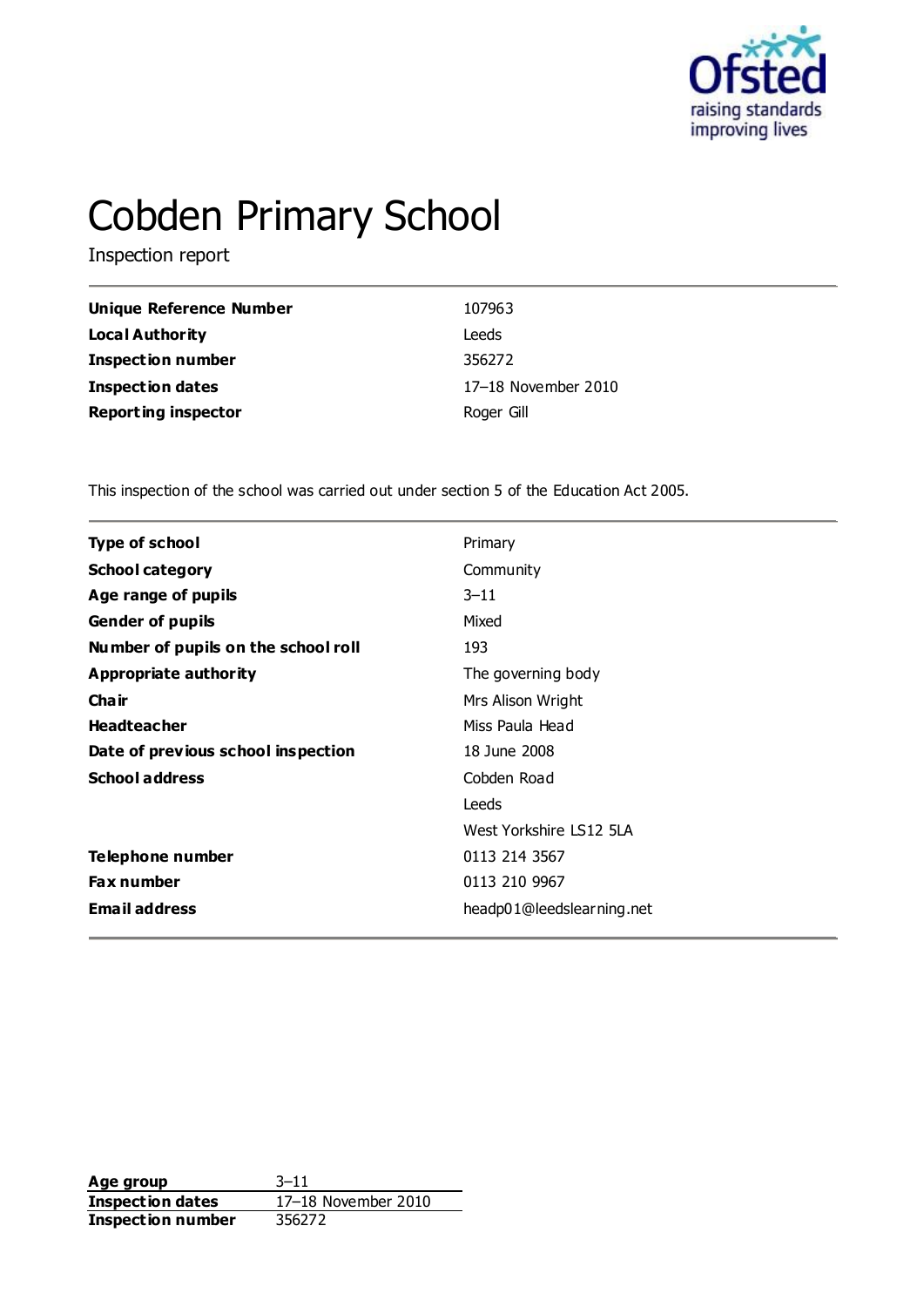# Cobden Primary School

Inspection report

| | |
|---|---|
| **Unique Reference Number** | 107963 |
| **Local Authority** | Leeds |
| **Inspection number** | 356272 |
| **Inspection dates** | 17–18 November 2010 |
| **Reporting inspector** | Roger Gill |

This inspection of the school was carried out under section 5 of the Education Act 2005.

| | |
|---|---|
| **Type of school** | Primary |
| **School category** | Community |
| **Age range of pupils** | 3–11 |
| **Gender of pupils** | Mixed |
| **Number of pupils on the school roll** | 193 |
| **Appropriate authority** | The governing body |
| **Chair** | Mrs Alison Wright |
| **Headteacher** | Miss Paula Head |
| **Date of previous school inspection** | 18 June 2008 |
| **School address** | Cobden Road<br>Leeds<br>West Yorkshire LS12 5LA |
| **Telephone number** | 0113 214 3567 |
| **Fax number** | 0113 210 9967 |
| **Email address** | headp01@leedslearning.net |

| | |
|---|---|
| **Age group** | 3–11 |
| **Inspection dates** | 17–18 November 2010 |
| **Inspection number** | 356272 |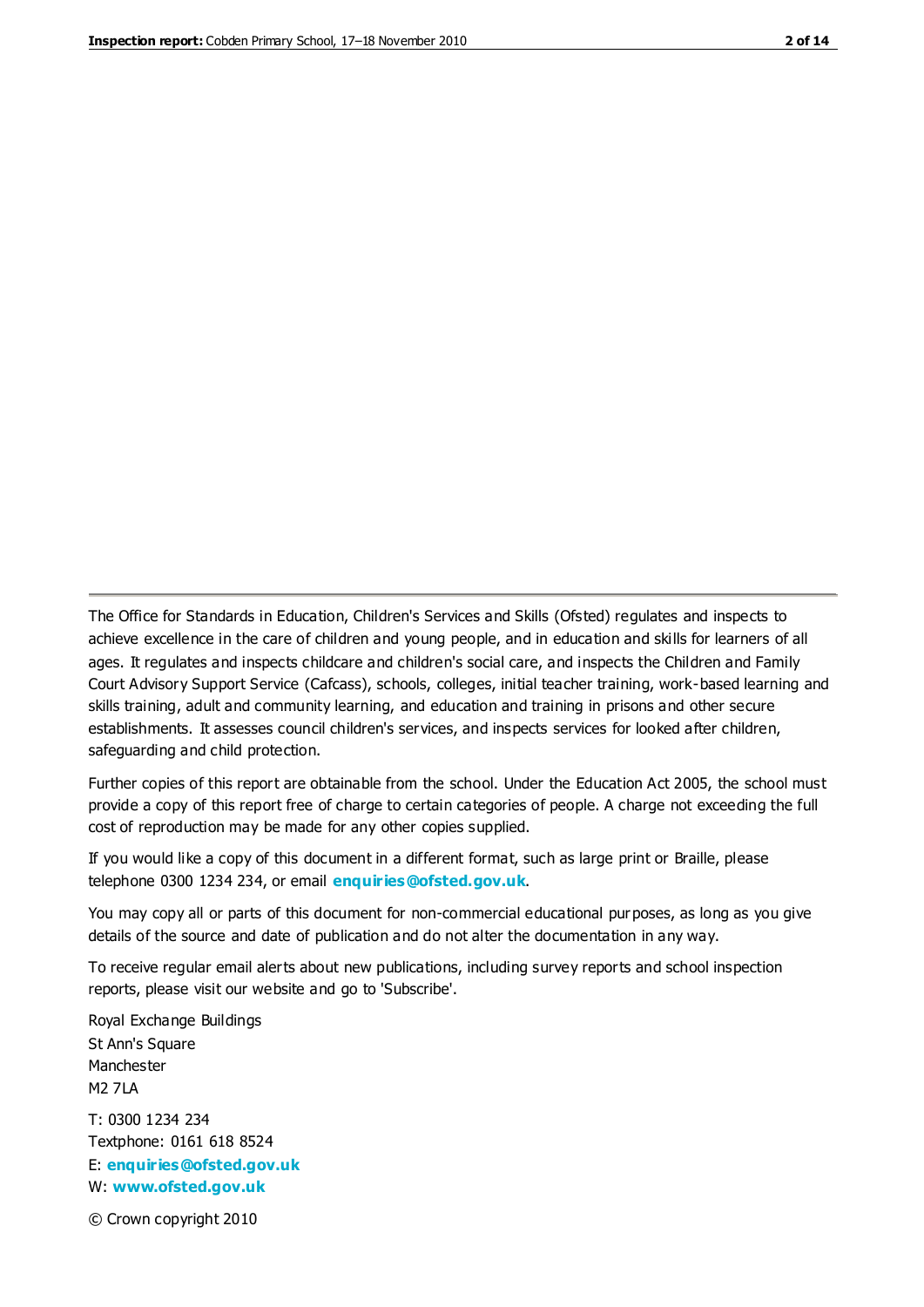The Office for Standards in Education, Children's Services and Skills (Ofsted) regulates and inspects to achieve excellence in the care of children and young people, and in education and skills for learners of all ages. It regulates and inspects childcare and children's social care, and inspects the Children and Family Court Advisory Support Service (Cafcass), schools, colleges, initial teacher training, work-based learning and skills training, adult and community learning, and education and training in prisons and other secure establishments. It assesses council children's services, and inspects services for looked after children, safeguarding and child protection.

Further copies of this report are obtainable from the school. Under the Education Act 2005, the school must provide a copy of this report free of charge to certain categories of people. A charge not exceeding the full cost of reproduction may be made for any other copies supplied.

If you would like a copy of this document in a different format, such as large print or Braille, please telephone 0300 1234 234, or email **enquiries@ofsted.gov.uk**.

You may copy all or parts of this document for non-commercial educational purposes, as long as you give details of the source and date of publication and do not alter the documentation in any way.

To receive regular email alerts about new publications, including survey reports and school inspection reports, please visit our website and go to 'Subscribe'.

Royal Exchange Buildings
St Ann's Square
Manchester
M2 7LA

T: 0300 1234 234
Textphone: 0161 618 8524
E: **enquiries@ofsted.gov.uk**
W: **www.ofsted.gov.uk**

© Crown copyright 2010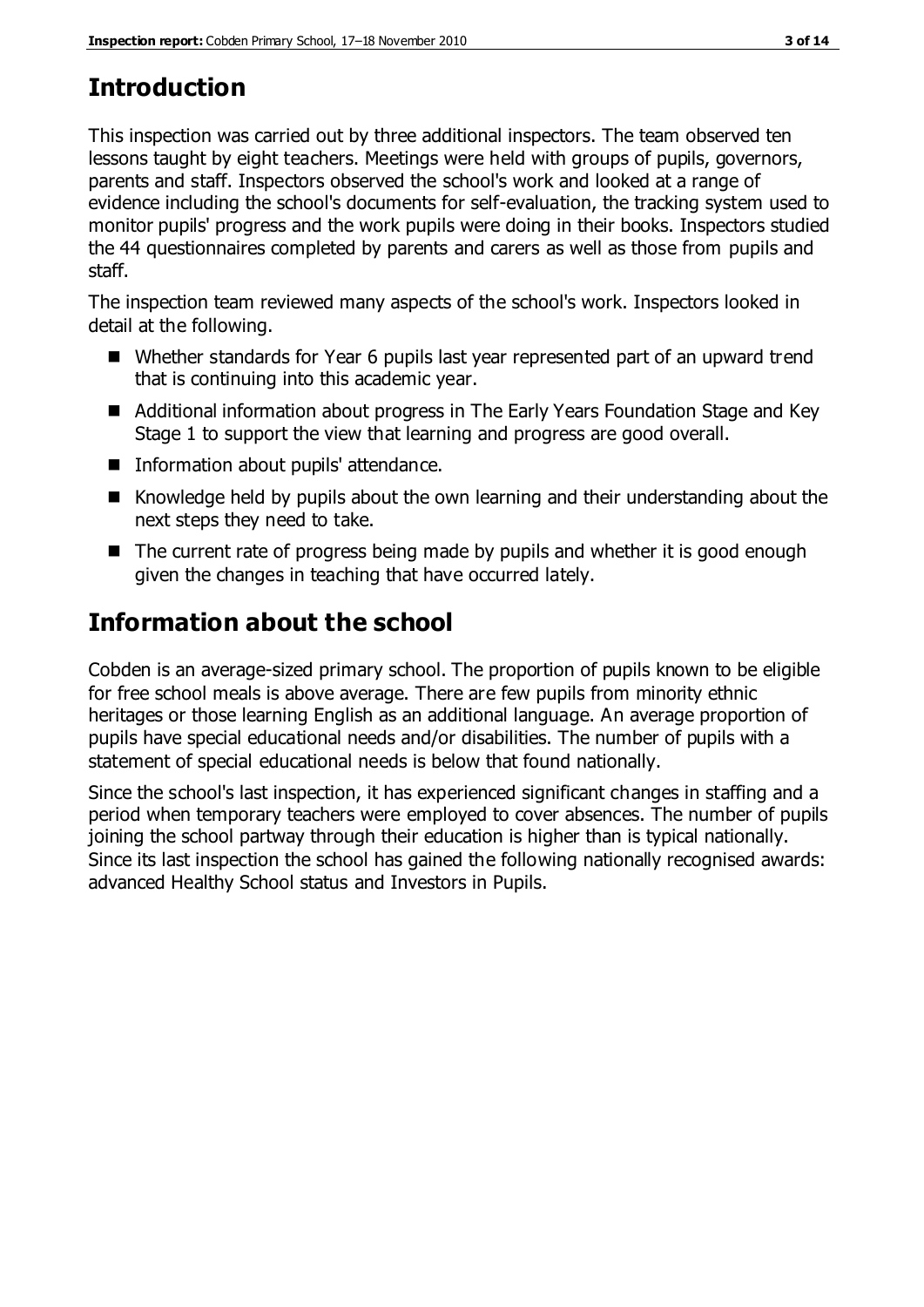# Introduction

This inspection was carried out by three additional inspectors. The team observed ten lessons taught by eight teachers. Meetings were held with groups of pupils, governors, parents and staff. Inspectors observed the school's work and looked at a range of evidence including the school's documents for self-evaluation, the tracking system used to monitor pupils' progress and the work pupils were doing in their books. Inspectors studied the 44 questionnaires completed by parents and carers as well as those from pupils and staff.

The inspection team reviewed many aspects of the school's work. Inspectors looked in detail at the following.

- Whether standards for Year 6 pupils last year represented part of an upward trend that is continuing into this academic year.
- Additional information about progress in The Early Years Foundation Stage and Key Stage 1 to support the view that learning and progress are good overall.
- Information about pupils' attendance.
- Knowledge held by pupils about the own learning and their understanding about the next steps they need to take.
- The current rate of progress being made by pupils and whether it is good enough given the changes in teaching that have occurred lately.

# Information about the school

Cobden is an average-sized primary school. The proportion of pupils known to be eligible for free school meals is above average. There are few pupils from minority ethnic heritages or those learning English as an additional language. An average proportion of pupils have special educational needs and/or disabilities. The number of pupils with a statement of special educational needs is below that found nationally.

Since the school's last inspection, it has experienced significant changes in staffing and a period when temporary teachers were employed to cover absences. The number of pupils joining the school partway through their education is higher than is typical nationally. Since its last inspection the school has gained the following nationally recognised awards: advanced Healthy School status and Investors in Pupils.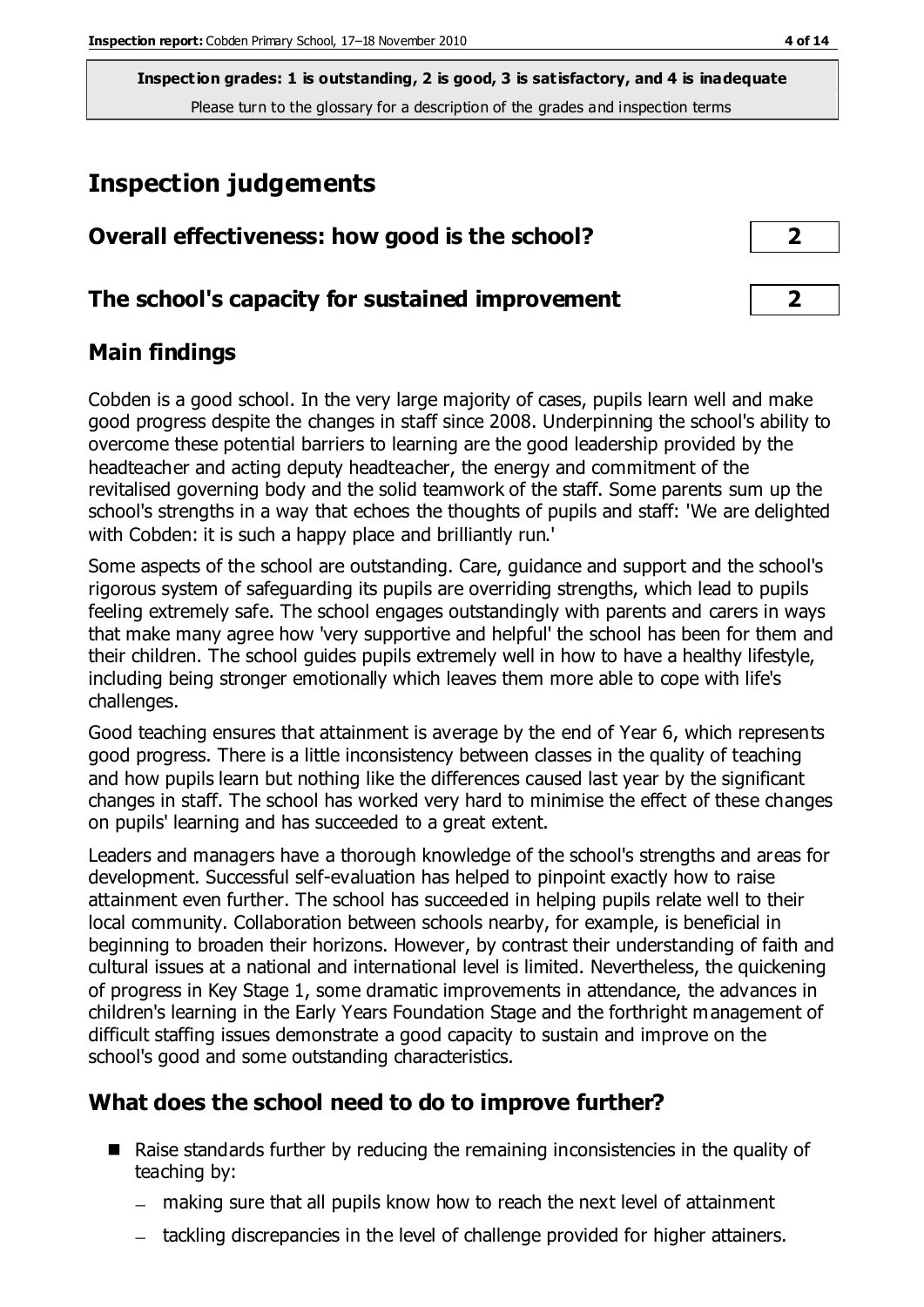**Inspection grades: 1 is outstanding, 2 is good, 3 is satisfactory, and 4 is inadequate**
Please turn to the glossary for a description of the grades and inspection terms

# Inspection judgements

| | |
|---|---|
| **Overall effectiveness: how good is the school?** | **2** |
| **The school's capacity for sustained improvement** | **2** |

## Main findings

Cobden is a good school. In the very large majority of cases, pupils learn well and make good progress despite the changes in staff since 2008. Underpinning the school's ability to overcome these potential barriers to learning are the good leadership provided by the headteacher and acting deputy headteacher, the energy and commitment of the revitalised governing body and the solid teamwork of the staff. Some parents sum up the school's strengths in a way that echoes the thoughts of pupils and staff: 'We are delighted with Cobden: it is such a happy place and brilliantly run.'

Some aspects of the school are outstanding. Care, guidance and support and the school's rigorous system of safeguarding its pupils are overriding strengths, which lead to pupils feeling extremely safe. The school engages outstandingly with parents and carers in ways that make many agree how 'very supportive and helpful' the school has been for them and their children. The school guides pupils extremely well in how to have a healthy lifestyle, including being stronger emotionally which leaves them more able to cope with life's challenges.

Good teaching ensures that attainment is average by the end of Year 6, which represents good progress. There is a little inconsistency between classes in the quality of teaching and how pupils learn but nothing like the differences caused last year by the significant changes in staff. The school has worked very hard to minimise the effect of these changes on pupils' learning and has succeeded to a great extent.

Leaders and managers have a thorough knowledge of the school's strengths and areas for development. Successful self-evaluation has helped to pinpoint exactly how to raise attainment even further. The school has succeeded in helping pupils relate well to their local community. Collaboration between schools nearby, for example, is beneficial in beginning to broaden their horizons. However, by contrast their understanding of faith and cultural issues at a national and international level is limited. Nevertheless, the quickening of progress in Key Stage 1, some dramatic improvements in attendance, the advances in children's learning in the Early Years Foundation Stage and the forthright management of difficult staffing issues demonstrate a good capacity to sustain and improve on the school's good and some outstanding characteristics.

## What does the school need to do to improve further?

- Raise standards further by reducing the remaining inconsistencies in the quality of teaching by:
  - making sure that all pupils know how to reach the next level of attainment
  - tackling discrepancies in the level of challenge provided for higher attainers.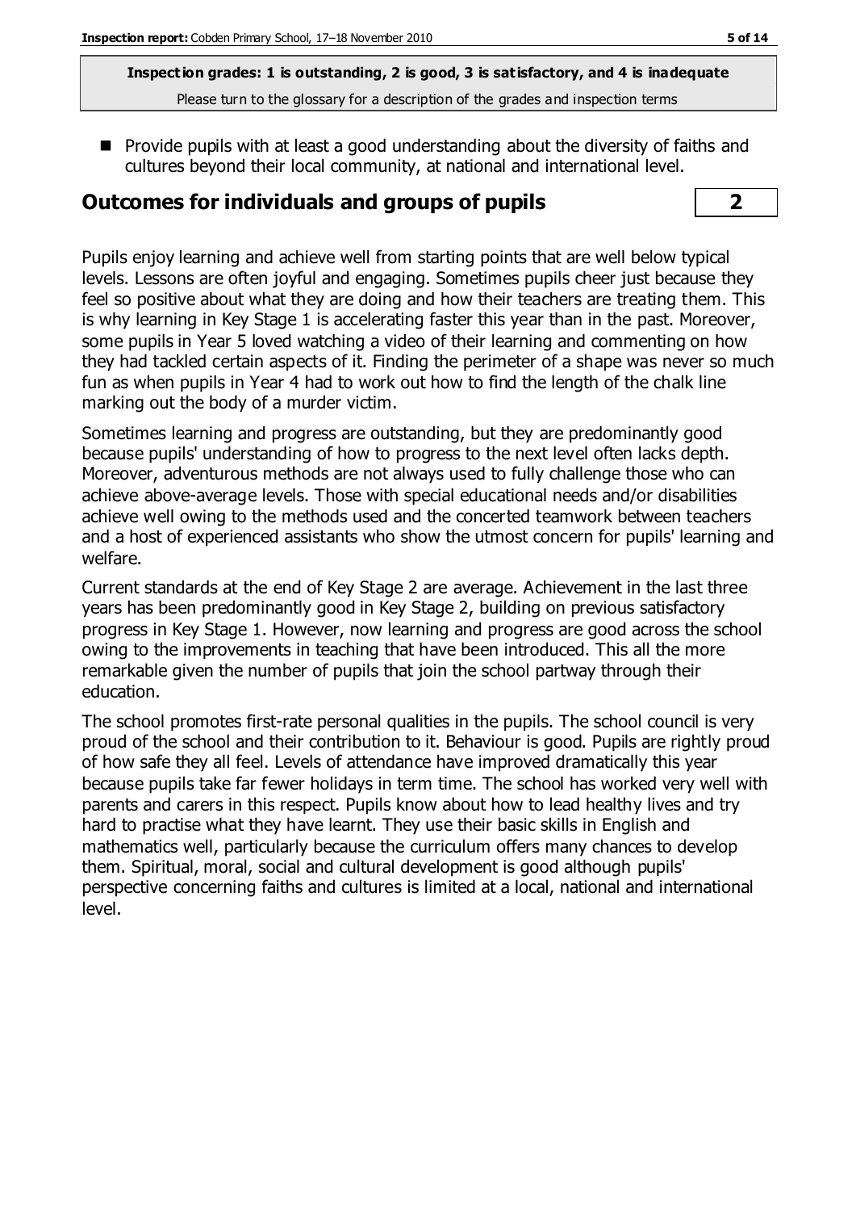**Inspection grades: 1 is outstanding, 2 is good, 3 is satisfactory, and 4 is inadequate**
Please turn to the glossary for a description of the grades and inspection terms

- Provide pupils with at least a good understanding about the diversity of faiths and cultures beyond their local community, at national and international level.

## Outcomes for individuals and groups of pupils **2**

Pupils enjoy learning and achieve well from starting points that are well below typical levels. Lessons are often joyful and engaging. Sometimes pupils cheer just because they feel so positive about what they are doing and how their teachers are treating them. This is why learning in Key Stage 1 is accelerating faster this year than in the past. Moreover, some pupils in Year 5 loved watching a video of their learning and commenting on how they had tackled certain aspects of it. Finding the perimeter of a shape was never so much fun as when pupils in Year 4 had to work out how to find the length of the chalk line marking out the body of a murder victim.

Sometimes learning and progress are outstanding, but they are predominantly good because pupils' understanding of how to progress to the next level often lacks depth. Moreover, adventurous methods are not always used to fully challenge those who can achieve above-average levels. Those with special educational needs and/or disabilities achieve well owing to the methods used and the concerted teamwork between teachers and a host of experienced assistants who show the utmost concern for pupils' learning and welfare.

Current standards at the end of Key Stage 2 are average. Achievement in the last three years has been predominantly good in Key Stage 2, building on previous satisfactory progress in Key Stage 1. However, now learning and progress are good across the school owing to the improvements in teaching that have been introduced. This all the more remarkable given the number of pupils that join the school partway through their education.

The school promotes first-rate personal qualities in the pupils. The school council is very proud of the school and their contribution to it. Behaviour is good. Pupils are rightly proud of how safe they all feel. Levels of attendance have improved dramatically this year because pupils take far fewer holidays in term time. The school has worked very well with parents and carers in this respect. Pupils know about how to lead healthy lives and try hard to practise what they have learnt. They use their basic skills in English and mathematics well, particularly because the curriculum offers many chances to develop them. Spiritual, moral, social and cultural development is good although pupils' perspective concerning faiths and cultures is limited at a local, national and international level.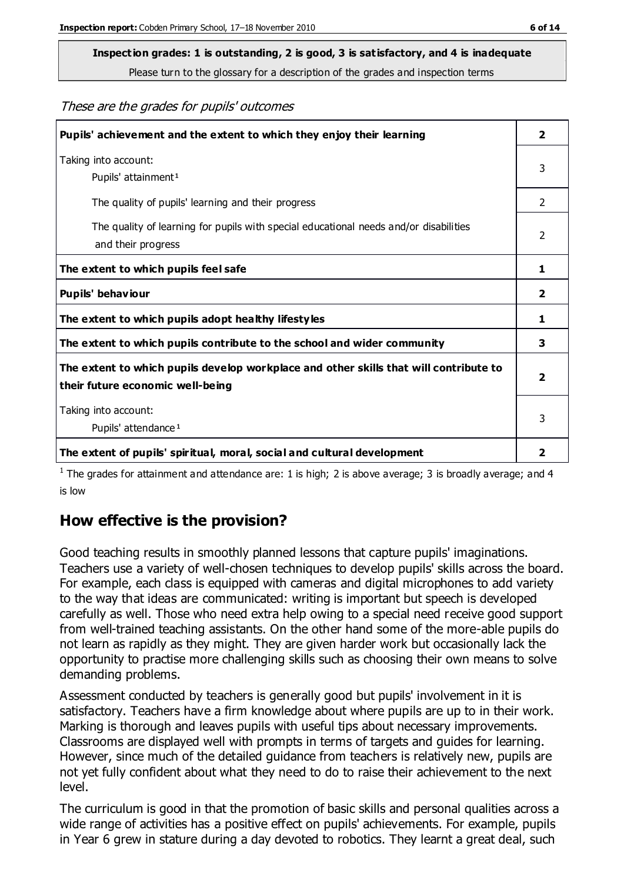**Inspection grades: 1 is outstanding, 2 is good, 3 is satisfactory, and 4 is inadequate**
Please turn to the glossary for a description of the grades and inspection terms

*These are the grades for pupils' outcomes*

| | |
|---|---|
| **Pupils' achievement and the extent to which they enjoy their learning** | **2** |
| Taking into account: Pupils' attainment[1] | 3 |
| The quality of pupils' learning and their progress | 2 |
| The quality of learning for pupils with special educational needs and/or disabilities and their progress | 2 |
| **The extent to which pupils feel safe** | **1** |
| **Pupils' behaviour** | **2** |
| **The extent to which pupils adopt healthy lifestyles** | **1** |
| **The extent to which pupils contribute to the school and wider community** | **3** |
| **The extent to which pupils develop workplace and other skills that will contribute to their future economic well-being** | **2** |
| Taking into account: Pupils' attendance[1] | 3 |
| **The extent of pupils' spiritual, moral, social and cultural development** | **2** |

[1] The grades for attainment and attendance are: 1 is high; 2 is above average; 3 is broadly average; and 4 is low

## How effective is the provision?

Good teaching results in smoothly planned lessons that capture pupils' imaginations. Teachers use a variety of well-chosen techniques to develop pupils' skills across the board. For example, each class is equipped with cameras and digital microphones to add variety to the way that ideas are communicated: writing is important but speech is developed carefully as well. Those who need extra help owing to a special need receive good support from well-trained teaching assistants. On the other hand some of the more-able pupils do not learn as rapidly as they might. They are given harder work but occasionally lack the opportunity to practise more challenging skills such as choosing their own means to solve demanding problems.

Assessment conducted by teachers is generally good but pupils' involvement in it is satisfactory. Teachers have a firm knowledge about where pupils are up to in their work. Marking is thorough and leaves pupils with useful tips about necessary improvements. Classrooms are displayed well with prompts in terms of targets and guides for learning. However, since much of the detailed guidance from teachers is relatively new, pupils are not yet fully confident about what they need to do to raise their achievement to the next level.

The curriculum is good in that the promotion of basic skills and personal qualities across a wide range of activities has a positive effect on pupils' achievements. For example, pupils in Year 6 grew in stature during a day devoted to robotics. They learnt a great deal, such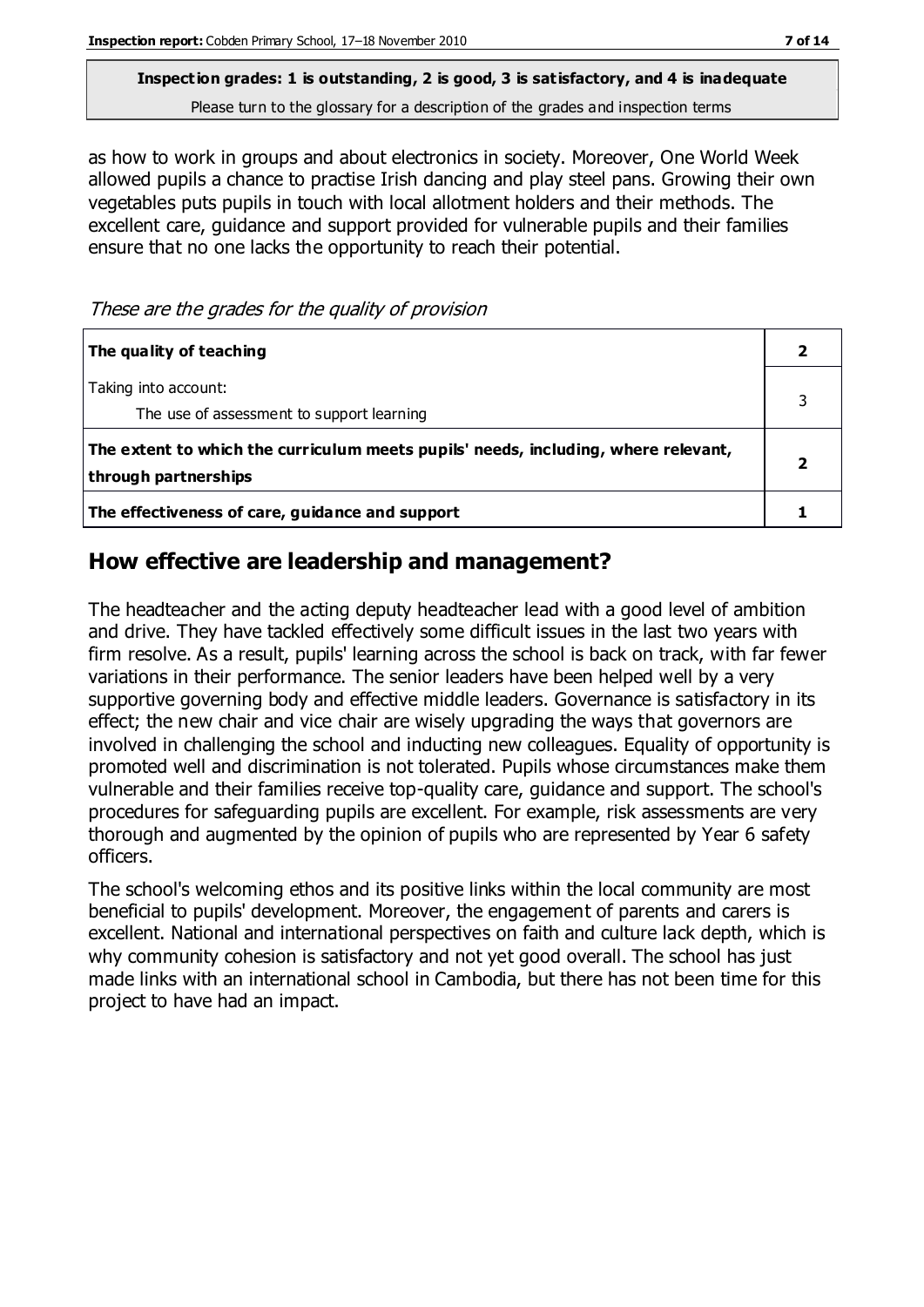**Inspection grades: 1 is outstanding, 2 is good, 3 is satisfactory, and 4 is inadequate**
Please turn to the glossary for a description of the grades and inspection terms

as how to work in groups and about electronics in society. Moreover, One World Week allowed pupils a chance to practise Irish dancing and play steel pans. Growing their own vegetables puts pupils in touch with local allotment holders and their methods. The excellent care, guidance and support provided for vulnerable pupils and their families ensure that no one lacks the opportunity to reach their potential.

*These are the grades for the quality of provision*

| | |
|---|---|
| **The quality of teaching** | **2** |
| Taking into account:<br>The use of assessment to support learning | 3 |
| **The extent to which the curriculum meets pupils' needs, including, where relevant, through partnerships** | **2** |
| **The effectiveness of care, guidance and support** | **1** |

## How effective are leadership and management?

The headteacher and the acting deputy headteacher lead with a good level of ambition and drive. They have tackled effectively some difficult issues in the last two years with firm resolve. As a result, pupils' learning across the school is back on track, with far fewer variations in their performance. The senior leaders have been helped well by a very supportive governing body and effective middle leaders. Governance is satisfactory in its effect; the new chair and vice chair are wisely upgrading the ways that governors are involved in challenging the school and inducting new colleagues. Equality of opportunity is promoted well and discrimination is not tolerated. Pupils whose circumstances make them vulnerable and their families receive top-quality care, guidance and support. The school's procedures for safeguarding pupils are excellent. For example, risk assessments are very thorough and augmented by the opinion of pupils who are represented by Year 6 safety officers.

The school's welcoming ethos and its positive links within the local community are most beneficial to pupils' development. Moreover, the engagement of parents and carers is excellent. National and international perspectives on faith and culture lack depth, which is why community cohesion is satisfactory and not yet good overall. The school has just made links with an international school in Cambodia, but there has not been time for this project to have had an impact.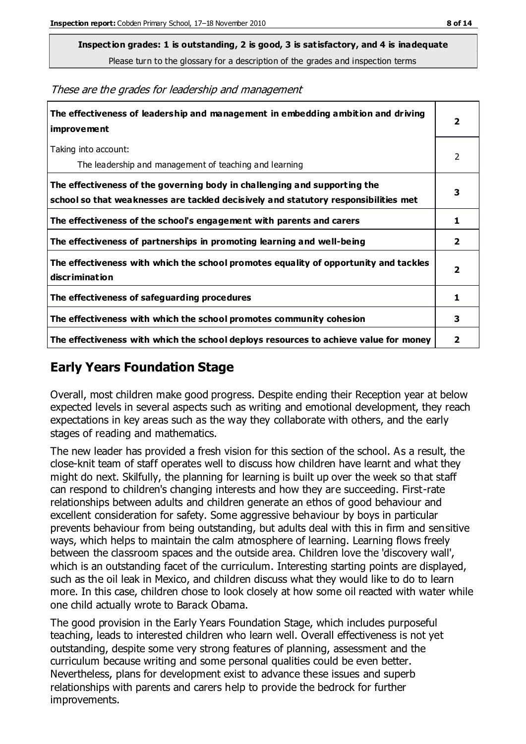**Inspection grades: 1 is outstanding, 2 is good, 3 is satisfactory, and 4 is inadequate**
Please turn to the glossary for a description of the grades and inspection terms

*These are the grades for leadership and management*

| | |
|---|---|
| **The effectiveness of leadership and management in embedding ambition and driving improvement** | **2** |
| Taking into account:<br>The leadership and management of teaching and learning | 2 |
| **The effectiveness of the governing body in challenging and supporting the school so that weaknesses are tackled decisively and statutory responsibilities met** | **3** |
| **The effectiveness of the school's engagement with parents and carers** | **1** |
| **The effectiveness of partnerships in promoting learning and well-being** | **2** |
| **The effectiveness with which the school promotes equality of opportunity and tackles discrimination** | **2** |
| **The effectiveness of safeguarding procedures** | **1** |
| **The effectiveness with which the school promotes community cohesion** | **3** |
| **The effectiveness with which the school deploys resources to achieve value for money** | **2** |

## Early Years Foundation Stage

Overall, most children make good progress. Despite ending their Reception year at below expected levels in several aspects such as writing and emotional development, they reach expectations in key areas such as the way they collaborate with others, and the early stages of reading and mathematics.

The new leader has provided a fresh vision for this section of the school. As a result, the close-knit team of staff operates well to discuss how children have learnt and what they might do next. Skilfully, the planning for learning is built up over the week so that staff can respond to children's changing interests and how they are succeeding. First-rate relationships between adults and children generate an ethos of good behaviour and excellent consideration for safety. Some aggressive behaviour by boys in particular prevents behaviour from being outstanding, but adults deal with this in firm and sensitive ways, which helps to maintain the calm atmosphere of learning. Learning flows freely between the classroom spaces and the outside area. Children love the 'discovery wall', which is an outstanding facet of the curriculum. Interesting starting points are displayed, such as the oil leak in Mexico, and children discuss what they would like to do to learn more. In this case, children chose to look closely at how some oil reacted with water while one child actually wrote to Barack Obama.

The good provision in the Early Years Foundation Stage, which includes purposeful teaching, leads to interested children who learn well. Overall effectiveness is not yet outstanding, despite some very strong features of planning, assessment and the curriculum because writing and some personal qualities could be even better. Nevertheless, plans for development exist to advance these issues and superb relationships with parents and carers help to provide the bedrock for further improvements.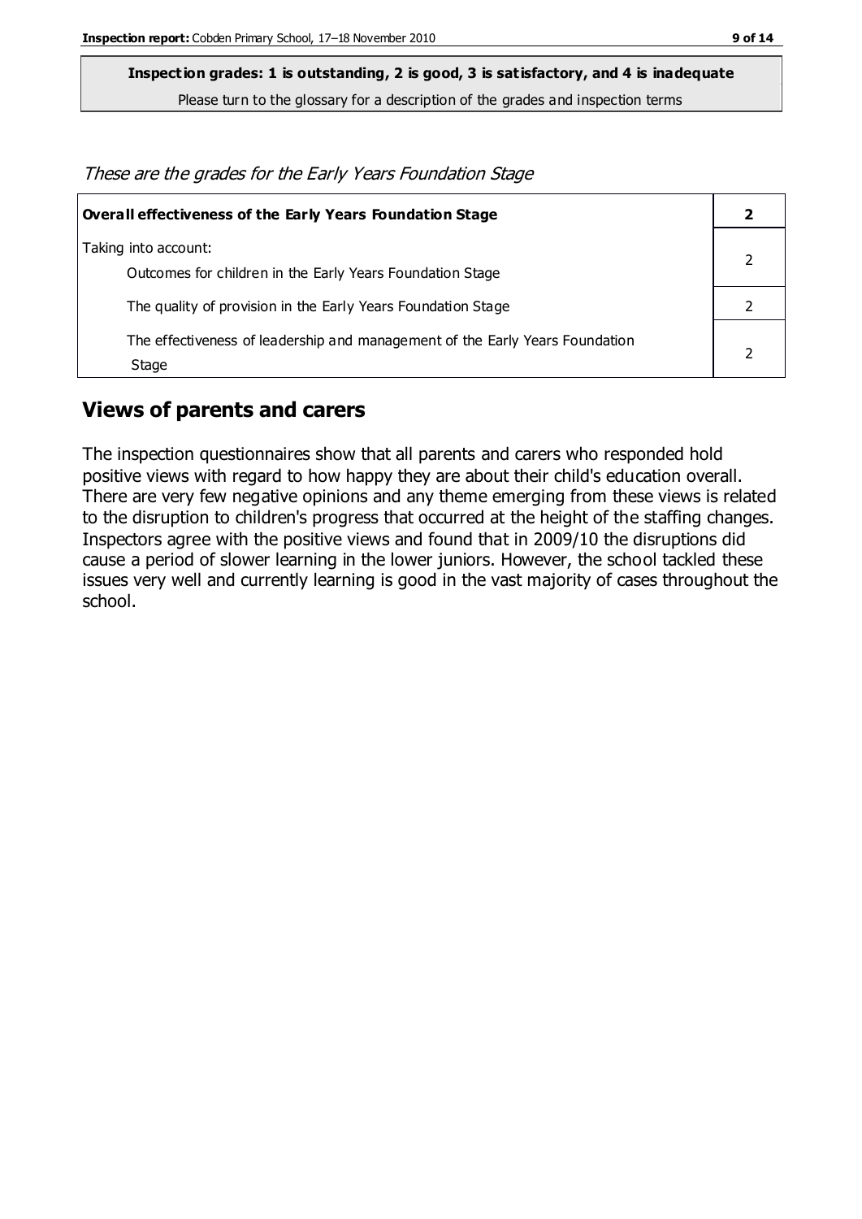**Inspection grades: 1 is outstanding, 2 is good, 3 is satisfactory, and 4 is inadequate**

Please turn to the glossary for a description of the grades and inspection terms

*These are the grades for the Early Years Foundation Stage*

| **Overall effectiveness of the Early Years Foundation Stage** | **2** |
|---|---|
| Taking into account:<br>Outcomes for children in the Early Years Foundation Stage | 2 |
| The quality of provision in the Early Years Foundation Stage | 2 |
| The effectiveness of leadership and management of the Early Years Foundation Stage | 2 |

## Views of parents and carers

The inspection questionnaires show that all parents and carers who responded hold positive views with regard to how happy they are about their child's education overall. There are very few negative opinions and any theme emerging from these views is related to the disruption to children's progress that occurred at the height of the staffing changes. Inspectors agree with the positive views and found that in 2009/10 the disruptions did cause a period of slower learning in the lower juniors. However, the school tackled these issues very well and currently learning is good in the vast majority of cases throughout the school.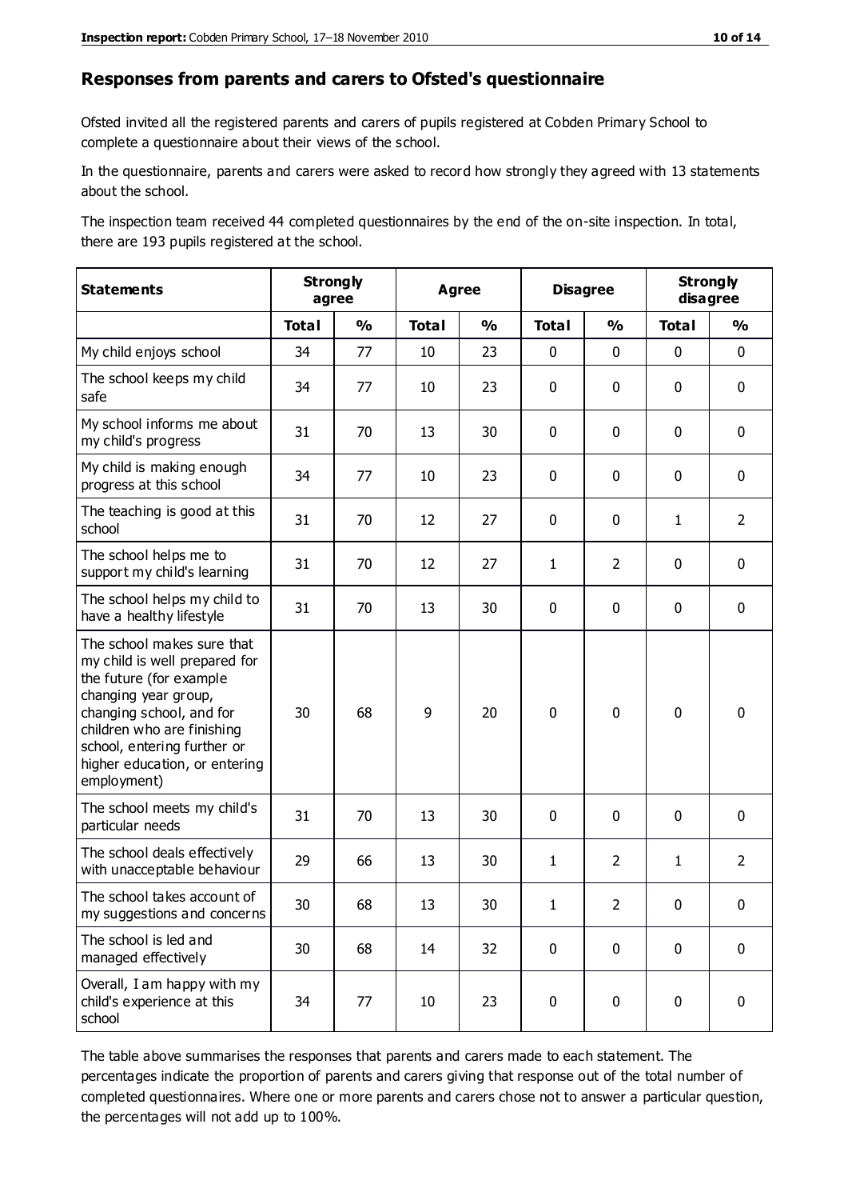## Responses from parents and carers to Ofsted's questionnaire

Ofsted invited all the registered parents and carers of pupils registered at Cobden Primary School to complete a questionnaire about their views of the school.

In the questionnaire, parents and carers were asked to record how strongly they agreed with 13 statements about the school.

The inspection team received 44 completed questionnaires by the end of the on-site inspection. In total, there are 193 pupils registered at the school.

| Statements | Strongly agree | | Agree | | Disagree | | Strongly disagree | |
|---|---|---|---|---|---|---|---|---|
| | Total | % | Total | % | Total | % | Total | % |
| My child enjoys school | 34 | 77 | 10 | 23 | 0 | 0 | 0 | 0 |
| The school keeps my child safe | 34 | 77 | 10 | 23 | 0 | 0 | 0 | 0 |
| My school informs me about my child's progress | 31 | 70 | 13 | 30 | 0 | 0 | 0 | 0 |
| My child is making enough progress at this school | 34 | 77 | 10 | 23 | 0 | 0 | 0 | 0 |
| The teaching is good at this school | 31 | 70 | 12 | 27 | 0 | 0 | 1 | 2 |
| The school helps me to support my child's learning | 31 | 70 | 12 | 27 | 1 | 2 | 0 | 0 |
| The school helps my child to have a healthy lifestyle | 31 | 70 | 13 | 30 | 0 | 0 | 0 | 0 |
| The school makes sure that my child is well prepared for the future (for example changing year group, changing school, and for children who are finishing school, entering further or higher education, or entering employment) | 30 | 68 | 9 | 20 | 0 | 0 | 0 | 0 |
| The school meets my child's particular needs | 31 | 70 | 13 | 30 | 0 | 0 | 0 | 0 |
| The school deals effectively with unacceptable behaviour | 29 | 66 | 13 | 30 | 1 | 2 | 1 | 2 |
| The school takes account of my suggestions and concerns | 30 | 68 | 13 | 30 | 1 | 2 | 0 | 0 |
| The school is led and managed effectively | 30 | 68 | 14 | 32 | 0 | 0 | 0 | 0 |
| Overall, I am happy with my child's experience at this school | 34 | 77 | 10 | 23 | 0 | 0 | 0 | 0 |

The table above summarises the responses that parents and carers made to each statement. The percentages indicate the proportion of parents and carers giving that response out of the total number of completed questionnaires. Where one or more parents and carers chose not to answer a particular question, the percentages will not add up to 100%.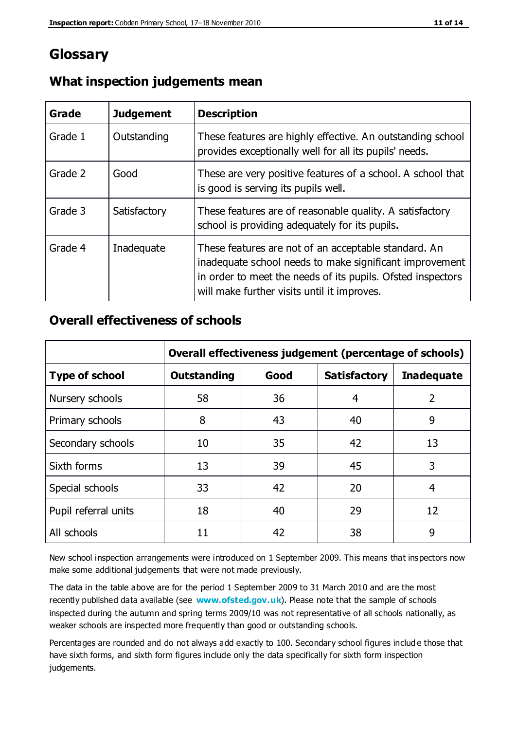# Glossary

## What inspection judgements mean

| Grade | Judgement | Description |
|---|---|---|
| Grade 1 | Outstanding | These features are highly effective. An outstanding school provides exceptionally well for all its pupils' needs. |
| Grade 2 | Good | These are very positive features of a school. A school that is good is serving its pupils well. |
| Grade 3 | Satisfactory | These features are of reasonable quality. A satisfactory school is providing adequately for its pupils. |
| Grade 4 | Inadequate | These features are not of an acceptable standard. An inadequate school needs to make significant improvement in order to meet the needs of its pupils. Ofsted inspectors will make further visits until it improves. |

## Overall effectiveness of schools

| | Overall effectiveness judgement (percentage of schools) | | | |
|---|---|---|---|---|
| **Type of school** | **Outstanding** | **Good** | **Satisfactory** | **Inadequate** |
| Nursery schools | 58 | 36 | 4 | 2 |
| Primary schools | 8 | 43 | 40 | 9 |
| Secondary schools | 10 | 35 | 42 | 13 |
| Sixth forms | 13 | 39 | 45 | 3 |
| Special schools | 33 | 42 | 20 | 4 |
| Pupil referral units | 18 | 40 | 29 | 12 |
| All schools | 11 | 42 | 38 | 9 |

New school inspection arrangements were introduced on 1 September 2009. This means that inspectors now make some additional judgements that were not made previously.

The data in the table above are for the period 1 September 2009 to 31 March 2010 and are the most recently published data available (see **www.ofsted.gov.uk**). Please note that the sample of schools inspected during the autumn and spring terms 2009/10 was not representative of all schools nationally, as weaker schools are inspected more frequently than good or outstanding schools.

Percentages are rounded and do not always add exactly to 100. Secondary school figures include those that have sixth forms, and sixth form figures include only the data specifically for sixth form inspection judgements.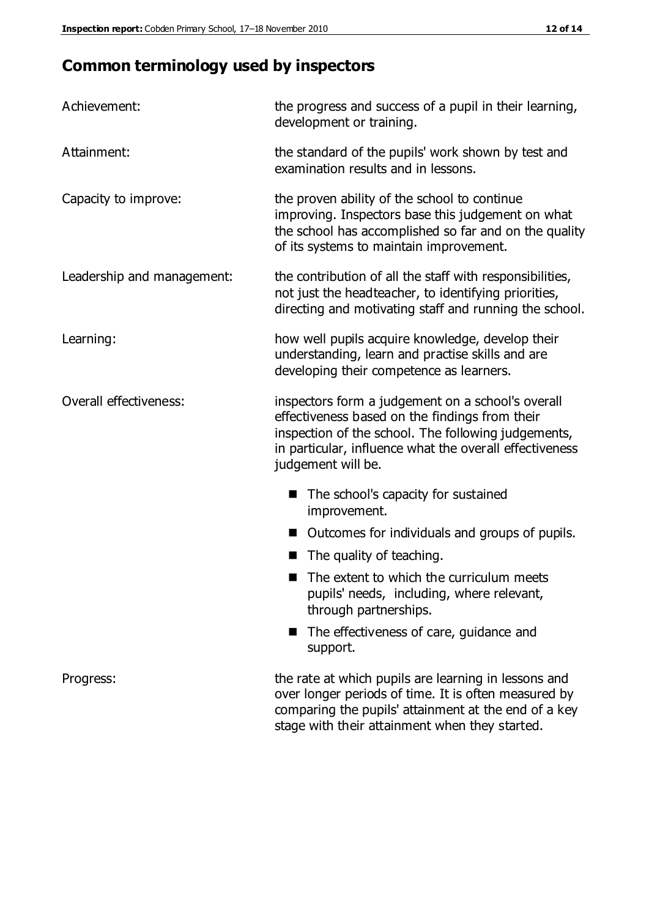## Common terminology used by inspectors

| | |
|---|---|
| Achievement: | the progress and success of a pupil in their learning, development or training. |
| Attainment: | the standard of the pupils' work shown by test and examination results and in lessons. |
| Capacity to improve: | the proven ability of the school to continue improving. Inspectors base this judgement on what the school has accomplished so far and on the quality of its systems to maintain improvement. |
| Leadership and management: | the contribution of all the staff with responsibilities, not just the headteacher, to identifying priorities, directing and motivating staff and running the school. |
| Learning: | how well pupils acquire knowledge, develop their understanding, learn and practise skills and are developing their competence as learners. |
| Overall effectiveness: | inspectors form a judgement on a school's overall effectiveness based on the findings from their inspection of the school. The following judgements, in particular, influence what the overall effectiveness judgement will be.<br>■ The school's capacity for sustained improvement.<br>■ Outcomes for individuals and groups of pupils.<br>■ The quality of teaching.<br>■ The extent to which the curriculum meets pupils' needs, including, where relevant, through partnerships.<br>■ The effectiveness of care, guidance and support. |
| Progress: | the rate at which pupils are learning in lessons and over longer periods of time. It is often measured by comparing the pupils' attainment at the end of a key stage with their attainment when they started. |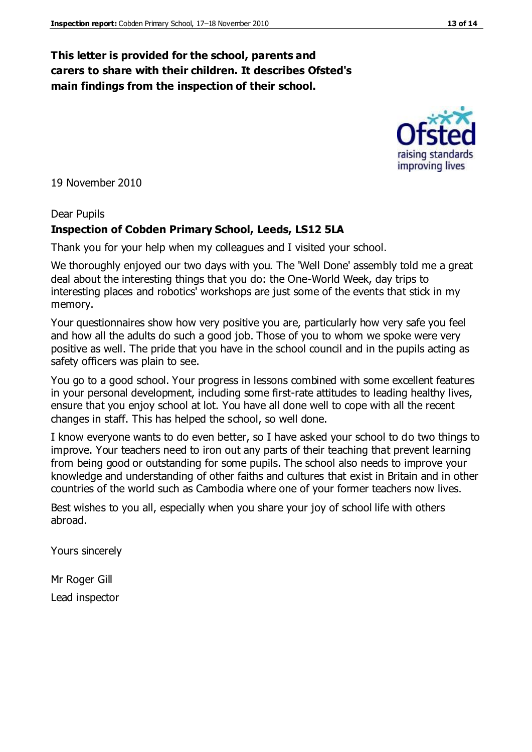**This letter is provided for the school, parents and carers to share with their children. It describes Ofsted's main findings from the inspection of their school.**

19 November 2010

Dear Pupils

**Inspection of Cobden Primary School, Leeds, LS12 5LA**

Thank you for your help when my colleagues and I visited your school.

We thoroughly enjoyed our two days with you. The 'Well Done' assembly told me a great deal about the interesting things that you do: the One-World Week, day trips to interesting places and robotics' workshops are just some of the events that stick in my memory.

Your questionnaires show how very positive you are, particularly how very safe you feel and how all the adults do such a good job. Those of you to whom we spoke were very positive as well. The pride that you have in the school council and in the pupils acting as safety officers was plain to see.

You go to a good school. Your progress in lessons combined with some excellent features in your personal development, including some first-rate attitudes to leading healthy lives, ensure that you enjoy school at lot. You have all done well to cope with all the recent changes in staff. This has helped the school, so well done.

I know everyone wants to do even better, so I have asked your school to do two things to improve. Your teachers need to iron out any parts of their teaching that prevent learning from being good or outstanding for some pupils. The school also needs to improve your knowledge and understanding of other faiths and cultures that exist in Britain and in other countries of the world such as Cambodia where one of your former teachers now lives.

Best wishes to you all, especially when you share your joy of school life with others abroad.

Yours sincerely

Mr Roger Gill

Lead inspector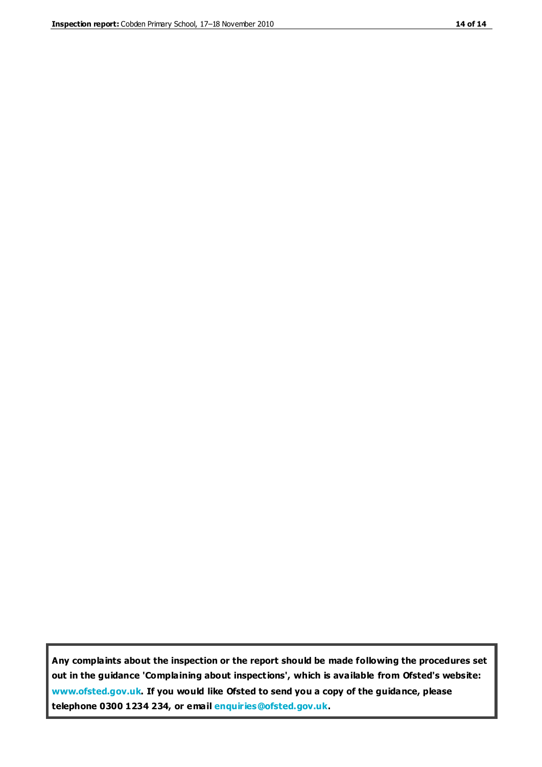**Any complaints about the inspection or the report should be made following the procedures set out in the guidance 'Complaining about inspections', which is available from Ofsted's website: www.ofsted.gov.uk. If you would like Ofsted to send you a copy of the guidance, please telephone 0300 1234 234, or email enquiries@ofsted.gov.uk.**